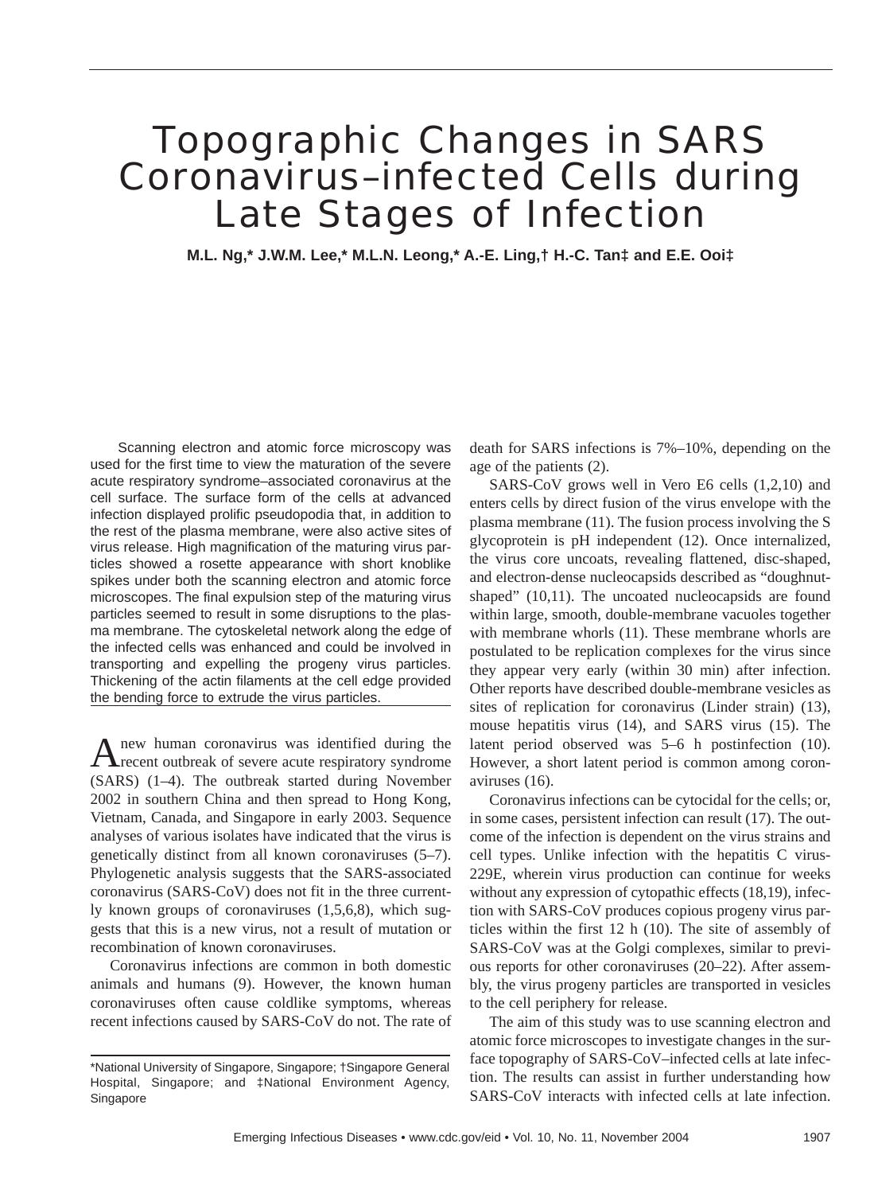# Topographic Changes in SARS Coronavirus–infected Cells during Late Stages of Infection

**M.L. Ng,* J.W.M. Lee,* M.L.N. Leong,* A.-E. Ling,† H.-C. Tan‡ and E.E. Ooi‡**

Scanning electron and atomic force microscopy was used for the first time to view the maturation of the severe acute respiratory syndrome–associated coronavirus at the cell surface. The surface form of the cells at advanced infection displayed prolific pseudopodia that, in addition to the rest of the plasma membrane, were also active sites of virus release. High magnification of the maturing virus particles showed a rosette appearance with short knoblike spikes under both the scanning electron and atomic force microscopes. The final expulsion step of the maturing virus particles seemed to result in some disruptions to the plasma membrane. The cytoskeletal network along the edge of the infected cells was enhanced and could be involved in transporting and expelling the progeny virus particles. Thickening of the actin filaments at the cell edge provided the bending force to extrude the virus particles.

A new human coronavirus was identified during the recent outbreak of severe acute respiratory syndrome (SARS) (1–4). The outbreak started during November 2002 in southern China and then spread to Hong Kong, Vietnam, Canada, and Singapore in early 2003. Sequence analyses of various isolates have indicated that the virus is genetically distinct from all known coronaviruses (5–7). Phylogenetic analysis suggests that the SARS-associated coronavirus (SARS-CoV) does not fit in the three currently known groups of coronaviruses (1,5,6,8), which suggests that this is a new virus, not a result of mutation or recombination of known coronaviruses.

Coronavirus infections are common in both domestic animals and humans (9). However, the known human coronaviruses often cause coldlike symptoms, whereas recent infections caused by SARS-CoV do not. The rate of death for SARS infections is 7%–10%, depending on the age of the patients (2).

SARS-CoV grows well in Vero E6 cells (1,2,10) and enters cells by direct fusion of the virus envelope with the plasma membrane (11). The fusion process involving the S glycoprotein is pH independent (12). Once internalized, the virus core uncoats, revealing flattened, disc-shaped, and electron-dense nucleocapsids described as "doughnut-shaped" (10,11). The uncoated nucleocapsids are found within large, smooth, double-membrane vacuoles together with membrane whorls (11). These membrane whorls are postulated to be replication complexes for the virus since they appear very early (within 30 min) after infection. Other reports have described double-membrane vesicles as sites of replication for coronavirus (Linder strain) (13), mouse hepatitis virus (14), and SARS virus (15). The latent period observed was 5–6 h postinfection (10). However, a short latent period is common among coronaviruses (16).

Coronavirus infections can be cytocidal for the cells; or, in some cases, persistent infection can result (17). The outcome of the infection is dependent on the virus strains and cell types. Unlike infection with the hepatitis C virus-229E, wherein virus production can continue for weeks without any expression of cytopathic effects (18,19), infection with SARS-CoV produces copious progeny virus particles within the first 12 h (10). The site of assembly of SARS-CoV was at the Golgi complexes, similar to previous reports for other coronaviruses (20–22). After assembly, the virus progeny particles are transported in vesicles to the cell periphery for release.

The aim of this study was to use scanning electron and atomic force microscopes to investigate changes in the surface topography of SARS-CoV–infected cells at late infection. The results can assist in further understanding how SARS-CoV interacts with infected cells at late infection.

*National University of Singapore, Singapore; †Singapore General Hospital, Singapore; and ‡National Environment Agency, Singapore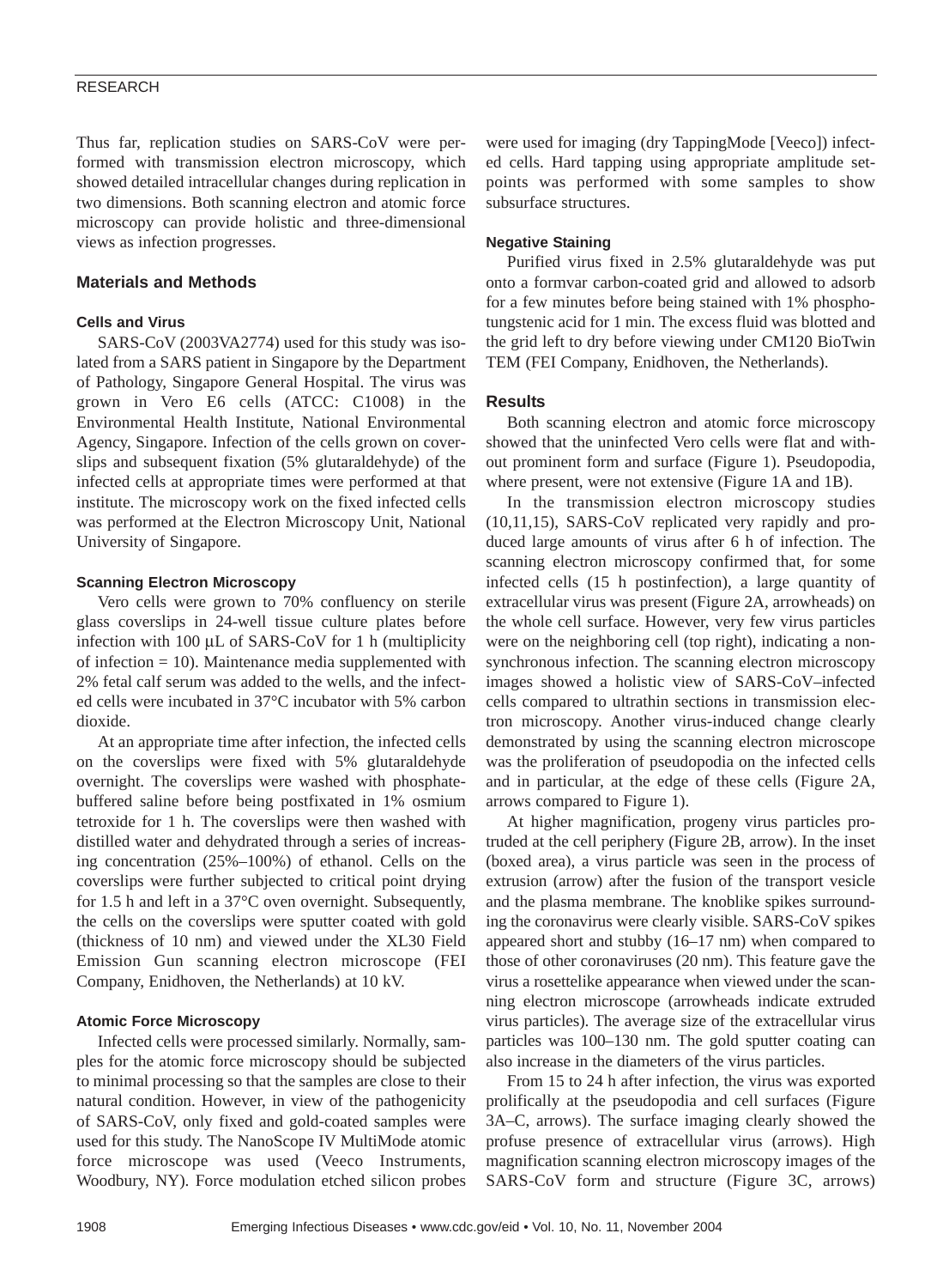Thus far, replication studies on SARS-CoV were performed with transmission electron microscopy, which showed detailed intracellular changes during replication in two dimensions. Both scanning electron and atomic force microscopy can provide holistic and three-dimensional views as infection progresses.

## Materials and Methods

### Cells and Virus

SARS-CoV (2003VA2774) used for this study was isolated from a SARS patient in Singapore by the Department of Pathology, Singapore General Hospital. The virus was grown in Vero E6 cells (ATCC: C1008) in the Environmental Health Institute, National Environmental Agency, Singapore. Infection of the cells grown on coverslips and subsequent fixation (5% glutaraldehyde) of the infected cells at appropriate times were performed at that institute. The microscopy work on the fixed infected cells was performed at the Electron Microscopy Unit, National University of Singapore.

### Scanning Electron Microscopy

Vero cells were grown to 70% confluency on sterile glass coverslips in 24-well tissue culture plates before infection with 100 μL of SARS-CoV for 1 h (multiplicity of infection = 10). Maintenance media supplemented with 2% fetal calf serum was added to the wells, and the infected cells were incubated in 37°C incubator with 5% carbon dioxide.

At an appropriate time after infection, the infected cells on the coverslips were fixed with 5% glutaraldehyde overnight. The coverslips were washed with phosphate-buffered saline before being postfixated in 1% osmium tetroxide for 1 h. The coverslips were then washed with distilled water and dehydrated through a series of increasing concentration (25%–100%) of ethanol. Cells on the coverslips were further subjected to critical point drying for 1.5 h and left in a 37°C oven overnight. Subsequently, the cells on the coverslips were sputter coated with gold (thickness of 10 nm) and viewed under the XL30 Field Emission Gun scanning electron microscope (FEI Company, Enidhoven, the Netherlands) at 10 kV.

### Atomic Force Microscopy

Infected cells were processed similarly. Normally, samples for the atomic force microscopy should be subjected to minimal processing so that the samples are close to their natural condition. However, in view of the pathogenicity of SARS-CoV, only fixed and gold-coated samples were used for this study. The NanoScope IV MultiMode atomic force microscope was used (Veeco Instruments, Woodbury, NY). Force modulation etched silicon probes were used for imaging (dry TappingMode [Veeco]) infected cells. Hard tapping using appropriate amplitude setpoints was performed with some samples to show subsurface structures.

### Negative Staining

Purified virus fixed in 2.5% glutaraldehyde was put onto a formvar carbon-coated grid and allowed to adsorb for a few minutes before being stained with 1% phosphotungstenic acid for 1 min. The excess fluid was blotted and the grid left to dry before viewing under CM120 BioTwin TEM (FEI Company, Enidhoven, the Netherlands).

## Results

Both scanning electron and atomic force microscopy showed that the uninfected Vero cells were flat and without prominent form and surface (Figure 1). Pseudopodia, where present, were not extensive (Figure 1A and 1B).

In the transmission electron microscopy studies (10,11,15), SARS-CoV replicated very rapidly and produced large amounts of virus after 6 h of infection. The scanning electron microscopy confirmed that, for some infected cells (15 h postinfection), a large quantity of extracellular virus was present (Figure 2A, arrowheads) on the whole cell surface. However, very few virus particles were on the neighboring cell (top right), indicating a non-synchronous infection. The scanning electron microscopy images showed a holistic view of SARS-CoV–infected cells compared to ultrathin sections in transmission electron microscopy. Another virus-induced change clearly demonstrated by using the scanning electron microscope was the proliferation of pseudopodia on the infected cells and in particular, at the edge of these cells (Figure 2A, arrows compared to Figure 1).

At higher magnification, progeny virus particles protruded at the cell periphery (Figure 2B, arrow). In the inset (boxed area), a virus particle was seen in the process of extrusion (arrow) after the fusion of the transport vesicle and the plasma membrane. The knoblike spikes surrounding the coronavirus were clearly visible. SARS-CoV spikes appeared short and stubby (16–17 nm) when compared to those of other coronaviruses (20 nm). This feature gave the virus a rosettelike appearance when viewed under the scanning electron microscope (arrowheads indicate extruded virus particles). The average size of the extracellular virus particles was 100–130 nm. The gold sputter coating can also increase in the diameters of the virus particles.

From 15 to 24 h after infection, the virus was exported prolifically at the pseudopodia and cell surfaces (Figure 3A–C, arrows). The surface imaging clearly showed the profuse presence of extracellular virus (arrows). High magnification scanning electron microscopy images of the SARS-CoV form and structure (Figure 3C, arrows)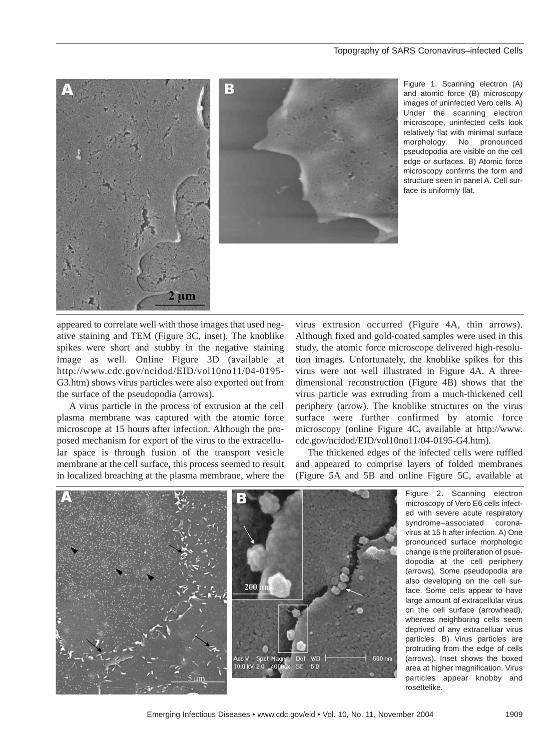Figure 1. Scanning electron (A) and atomic force (B) microscopy images of uninfected Vero cells. A) Under the scanning electron microscope, uninfected cells look relatively flat with minimal surface morphology. No pronounced pseudopodia are visible on the cell edge or surfaces. B) Atomic force microscopy confirms the form and structure seen in panel A. Cell surface is uniformly flat.

appeared to correlate well with those images that used negative staining and TEM (Figure 3C, inset). The knoblike spikes were short and stubby in the negative staining image as well. Online Figure 3D (available at http://www.cdc.gov/ncidod/EID/vol10no11/04-0195-G3.htm) shows virus particles were also exported out from the surface of the pseudopodia (arrows).

A virus particle in the process of extrusion at the cell plasma membrane was captured with the atomic force microscope at 15 hours after infection. Although the proposed mechanism for export of the virus to the extracellular space is through fusion of the transport vesicle membrane at the cell surface, this process seemed to result in localized breaching at the plasma membrane, where the virus extrusion occurred (Figure 4A, thin arrows). Although fixed and gold-coated samples were used in this study, the atomic force microscope delivered high-resolution images. Unfortunately, the knoblike spikes for this virus were not well illustrated in Figure 4A. A three-dimensional reconstruction (Figure 4B) shows that the virus particle was extruding from a much-thickened cell periphery (arrow). The knoblike structures on the virus surface were further confirmed by atomic force microscopy (online Figure 4C, available at http://www.cdc.gov/ncidod/EID/vol10no11/04-0195-G4.htm).

The thickened edges of the infected cells were ruffled and appeared to comprise layers of folded membranes (Figure 5A and 5B and online Figure 5C, available at

Figure 2. Scanning electron microscopy of Vero E6 cells infected with severe acute respiratory syndrome–associated coronavirus at 15 h after infection. A) One pronounced surface morphologic change is the proliferation of psuedopodia at the cell periphery (arrows). Some pseudopodia are also developing on the cell surface. Some cells appear to have large amount of extracellular virus on the cell surface (arrowhead), whereas neighboring cells seem deprived of any extracelluar virus particles. B) Virus particles are protruding from the edge of cells (arrows). Inset shows the boxed area at higher magnification. Virus particles appear knobby and rosettelike.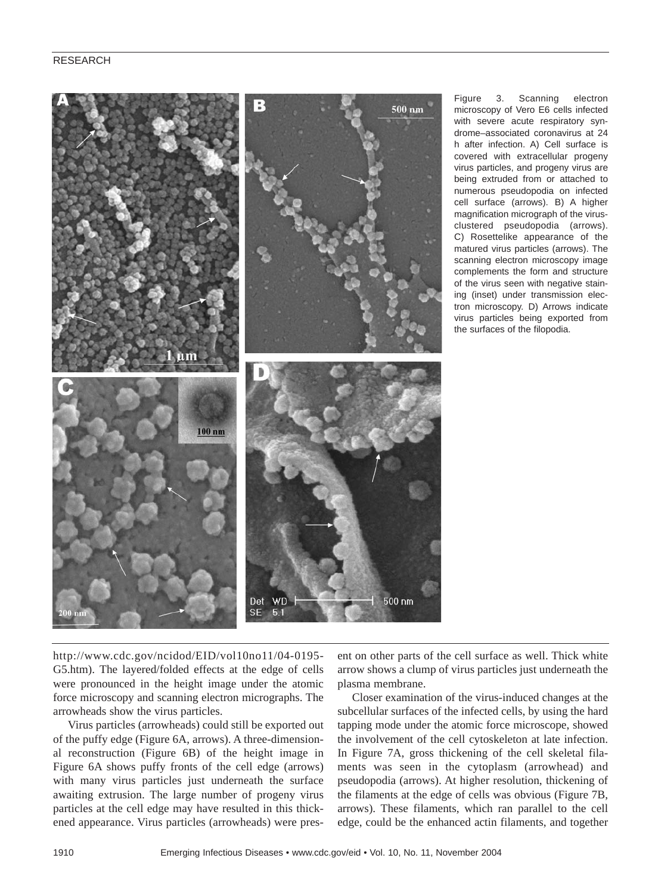Figure 3. Scanning electron microscopy of Vero E6 cells infected with severe acute respiratory syndrome–associated coronavirus at 24 h after infection. A) Cell surface is covered with extracellular progeny virus particles, and progeny virus are being extruded from or attached to numerous pseudopodia on infected cell surface (arrows). B) A higher magnification micrograph of the virus-clustered pseudopodia (arrows). C) Rosettelike appearance of the matured virus particles (arrows). The scanning electron microscopy image complements the form and structure of the virus seen with negative staining (inset) under transmission electron microscopy. D) Arrows indicate virus particles being exported from the surfaces of the filopodia.

http://www.cdc.gov/ncidod/EID/vol10no11/04-0195-G5.htm). The layered/folded effects at the edge of cells were pronounced in the height image under the atomic force microscopy and scanning electron micrographs. The arrowheads show the virus particles.

Virus particles (arrowheads) could still be exported out of the puffy edge (Figure 6A, arrows). A three-dimensional reconstruction (Figure 6B) of the height image in Figure 6A shows puffy fronts of the cell edge (arrows) with many virus particles just underneath the surface awaiting extrusion. The large number of progeny virus particles at the cell edge may have resulted in this thickened appearance. Virus particles (arrowheads) were present on other parts of the cell surface as well. Thick white arrow shows a clump of virus particles just underneath the plasma membrane.

Closer examination of the virus-induced changes at the subcellular surfaces of the infected cells, by using the hard tapping mode under the atomic force microscope, showed the involvement of the cell cytoskeleton at late infection. In Figure 7A, gross thickening of the cell skeletal filaments was seen in the cytoplasm (arrowhead) and pseudopodia (arrows). At higher resolution, thickening of the filaments at the edge of cells was obvious (Figure 7B, arrows). These filaments, which ran parallel to the cell edge, could be the enhanced actin filaments, and together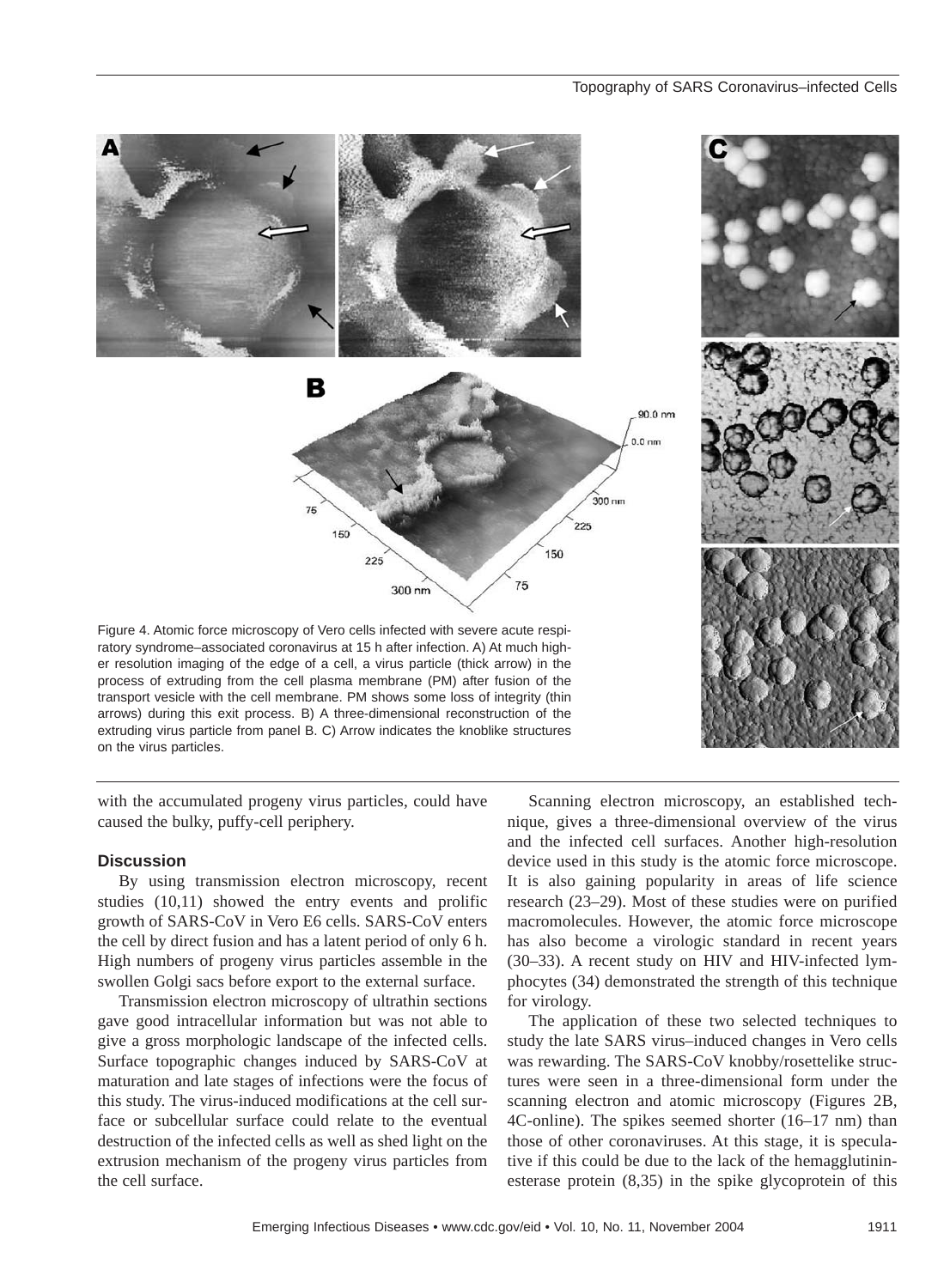Figure 4. Atomic force microscopy of Vero cells infected with severe acute respiratory syndrome–associated coronavirus at 15 h after infection. A) At much higher resolution imaging of the edge of a cell, a virus particle (thick arrow) in the process of extruding from the cell plasma membrane (PM) after fusion of the transport vesicle with the cell membrane. PM shows some loss of integrity (thin arrows) during this exit process. B) A three-dimensional reconstruction of the extruding virus particle from panel B. C) Arrow indicates the knoblike structures on the virus particles.

with the accumulated progeny virus particles, could have caused the bulky, puffy-cell periphery.

## Discussion

By using transmission electron microscopy, recent studies (10,11) showed the entry events and prolific growth of SARS-CoV in Vero E6 cells. SARS-CoV enters the cell by direct fusion and has a latent period of only 6 h. High numbers of progeny virus particles assemble in the swollen Golgi sacs before export to the external surface.

Transmission electron microscopy of ultrathin sections gave good intracellular information but was not able to give a gross morphologic landscape of the infected cells. Surface topographic changes induced by SARS-CoV at maturation and late stages of infections were the focus of this study. The virus-induced modifications at the cell surface or subcellular surface could relate to the eventual destruction of the infected cells as well as shed light on the extrusion mechanism of the progeny virus particles from the cell surface.

Scanning electron microscopy, an established technique, gives a three-dimensional overview of the virus and the infected cell surfaces. Another high-resolution device used in this study is the atomic force microscope. It is also gaining popularity in areas of life science research (23–29). Most of these studies were on purified macromolecules. However, the atomic force microscope has also become a virologic standard in recent years (30–33). A recent study on HIV and HIV-infected lymphocytes (34) demonstrated the strength of this technique for virology.

The application of these two selected techniques to study the late SARS virus–induced changes in Vero cells was rewarding. The SARS-CoV knobby/rosettelike structures were seen in a three-dimensional form under the scanning electron and atomic microscopy (Figures 2B, 4C-online). The spikes seemed shorter (16–17 nm) than those of other coronaviruses. At this stage, it is speculative if this could be due to the lack of the hemagglutinin-esterase protein (8,35) in the spike glycoprotein of this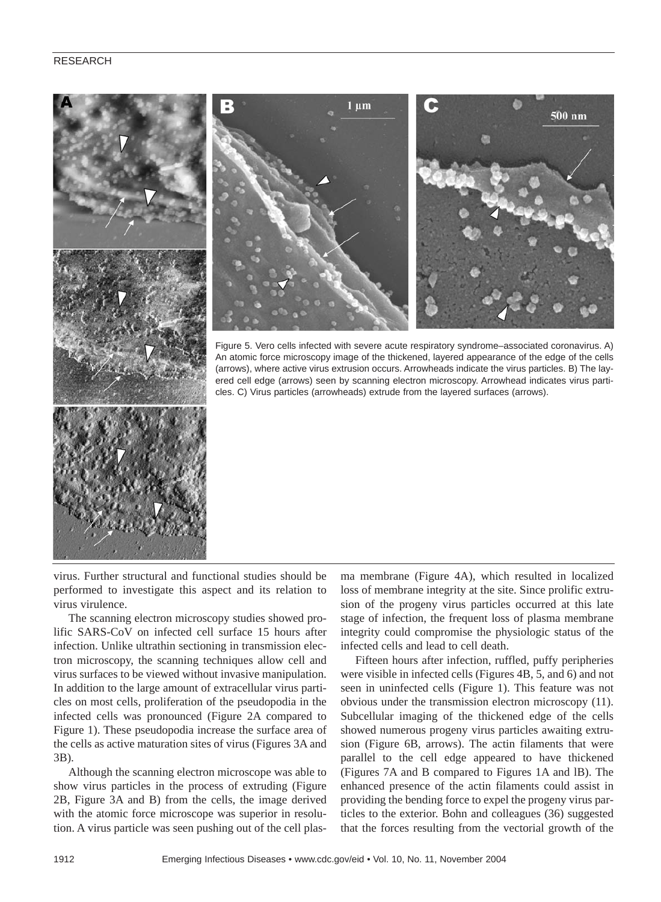Figure 5. Vero cells infected with severe acute respiratory syndrome–associated coronavirus. A) An atomic force microscopy image of the thickened, layered appearance of the edge of the cells (arrows), where active virus extrusion occurs. Arrowheads indicate the virus particles. B) The layered cell edge (arrows) seen by scanning electron microscopy. Arrowhead indicates virus particles. C) Virus particles (arrowheads) extrude from the layered surfaces (arrows).

virus. Further structural and functional studies should be performed to investigate this aspect and its relation to virus virulence.

The scanning electron microscopy studies showed prolific SARS-CoV on infected cell surface 15 hours after infection. Unlike ultrathin sectioning in transmission electron microscopy, the scanning techniques allow cell and virus surfaces to be viewed without invasive manipulation. In addition to the large amount of extracellular virus particles on most cells, proliferation of the pseudopodia in the infected cells was pronounced (Figure 2A compared to Figure 1). These pseudopodia increase the surface area of the cells as active maturation sites of virus (Figures 3A and 3B).

Although the scanning electron microscope was able to show virus particles in the process of extruding (Figure 2B, Figure 3A and B) from the cells, the image derived with the atomic force microscope was superior in resolution. A virus particle was seen pushing out of the cell plasma membrane (Figure 4A), which resulted in localized loss of membrane integrity at the site. Since prolific extrusion of the progeny virus particles occurred at this late stage of infection, the frequent loss of plasma membrane integrity could compromise the physiologic status of the infected cells and lead to cell death.

Fifteen hours after infection, ruffled, puffy peripheries were visible in infected cells (Figures 4B, 5, and 6) and not seen in uninfected cells (Figure 1). This feature was not obvious under the transmission electron microscopy (11). Subcellular imaging of the thickened edge of the cells showed numerous progeny virus particles awaiting extrusion (Figure 6B, arrows). The actin filaments that were parallel to the cell edge appeared to have thickened (Figures 7A and B compared to Figures 1A and lB). The enhanced presence of the actin filaments could assist in providing the bending force to expel the progeny virus particles to the exterior. Bohn and colleagues (36) suggested that the forces resulting from the vectorial growth of the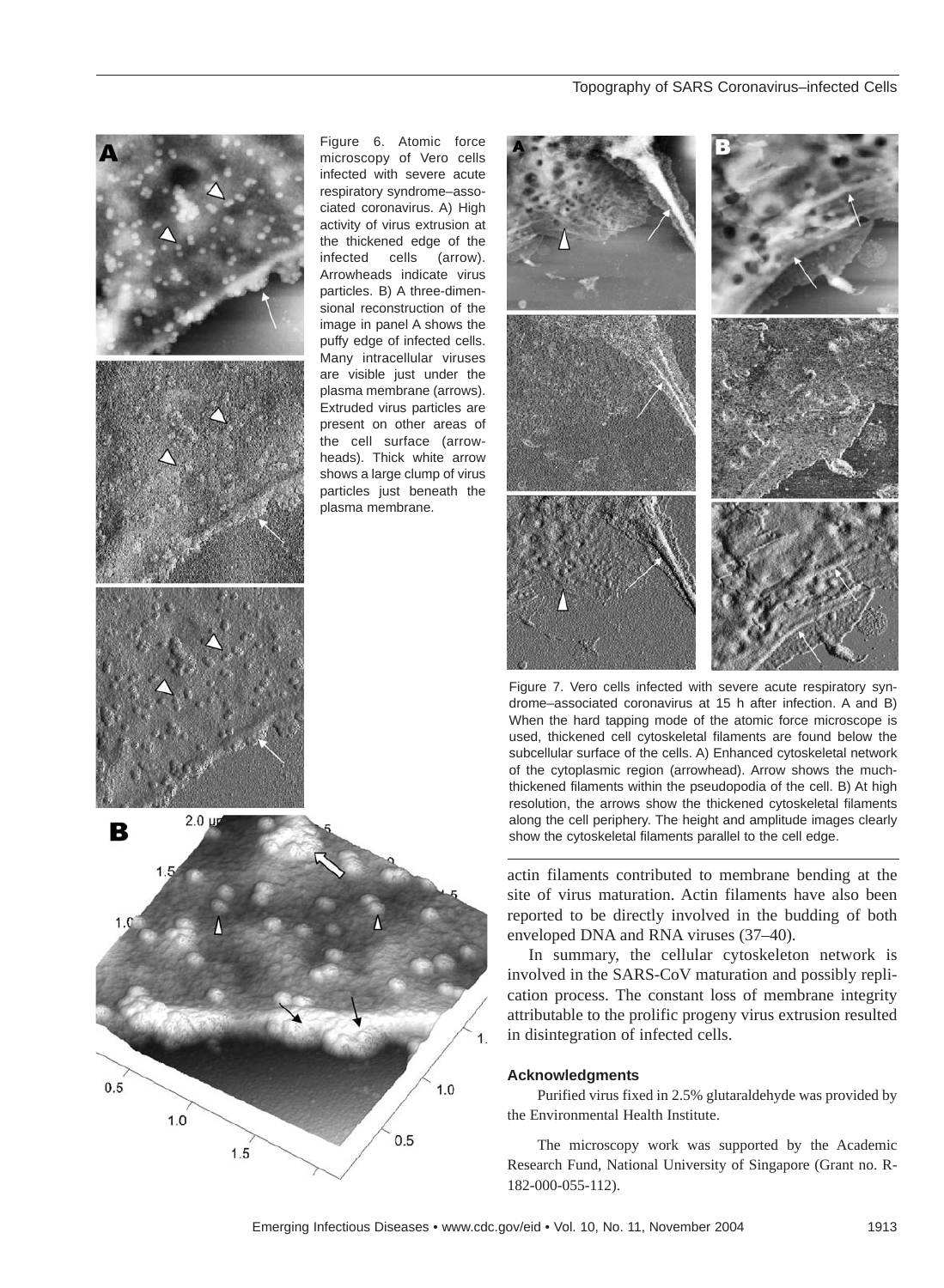Figure 6. Atomic force microscopy of Vero cells infected with severe acute respiratory syndrome–associated coronavirus. A) High activity of virus extrusion at the thickened edge of the infected cells (arrow). Arrowheads indicate virus particles. B) A three-dimensional reconstruction of the image in panel A shows the puffy edge of infected cells. Many intracellular viruses are visible just under the plasma membrane (arrows). Extruded virus particles are present on other areas of the cell surface (arrowheads). Thick white arrow shows a large clump of virus particles just beneath the plasma membrane.

Figure 7. Vero cells infected with severe acute respiratory syndrome–associated coronavirus at 15 h after infection. A and B) When the hard tapping mode of the atomic force microscope is used, thickened cell cytoskeletal filaments are found below the subcellular surface of the cells. A) Enhanced cytoskeletal network of the cytoplasmic region (arrowhead). Arrow shows the much-thickened filaments within the pseudopodia of the cell. B) At high resolution, the arrows show the thickened cytoskeletal filaments along the cell periphery. The height and amplitude images clearly show the cytoskeletal filaments parallel to the cell edge.

actin filaments contributed to membrane bending at the site of virus maturation. Actin filaments have also been reported to be directly involved in the budding of both enveloped DNA and RNA viruses (37–40).

In summary, the cellular cytoskeleton network is involved in the SARS-CoV maturation and possibly replication process. The constant loss of membrane integrity attributable to the prolific progeny virus extrusion resulted in disintegration of infected cells.

#### Acknowledgments

Purified virus fixed in 2.5% glutaraldehyde was provided by the Environmental Health Institute.

The microscopy work was supported by the Academic Research Fund, National University of Singapore (Grant no. R-182-000-055-112).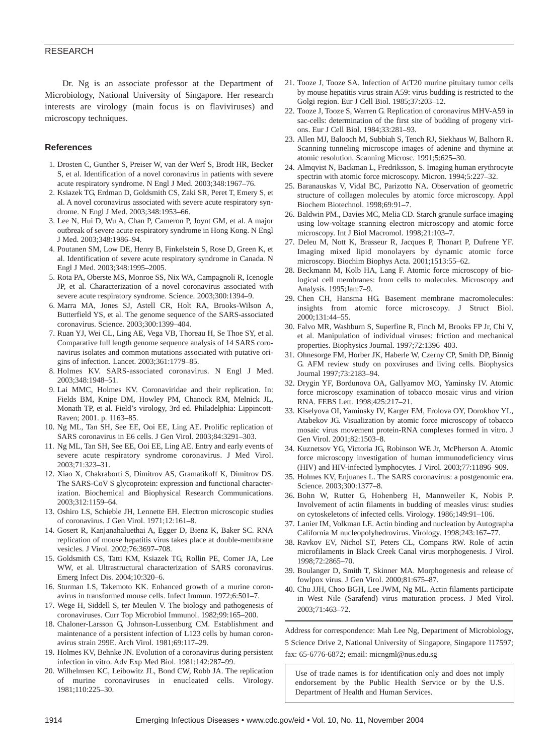Dr. Ng is an associate professor at the Department of Microbiology, National University of Singapore. Her research interests are virology (main focus is on flaviviruses) and microscopy techniques.

## References

1. Drosten C, Gunther S, Preiser W, van der Werf S, Brodt HR, Becker S, et al. Identification of a novel coronavirus in patients with severe acute respiratory syndrome. N Engl J Med. 2003;348:1967–76.
2. Ksiazek TG, Erdman D, Goldsmith CS, Zaki SR, Peret T, Emery S, et al. A novel coronavirus associated with severe acute respiratory syndrome. N Engl J Med. 2003;348:1953–66.
3. Lee N, Hui D, Wu A, Chan P, Cameron P, Joynt GM, et al. A major outbreak of severe acute respiratory syndrome in Hong Kong. N Engl J Med. 2003;348:1986–94.
4. Poutanen SM, Low DE, Henry B, Finkelstein S, Rose D, Green K, et al. Identification of severe acute respiratory syndrome in Canada. N Engl J Med. 2003;348:1995–2005.
5. Rota PA, Oberste MS, Monroe SS, Nix WA, Campagnoli R, Icenogle JP, et al. Characterization of a novel coronavirus associated with severe acute respiratory syndrome. Science. 2003;300:1394–9.
6. Marra MA, Jones SJ, Astell CR, Holt RA, Brooks-Wilson A, Butterfield YS, et al. The genome sequence of the SARS-associated coronavirus. Science. 2003;300:1399–404.
7. Ruan YJ, Wei CL, Ling AE, Vega VB, Thoreau H, Se Thoe SY, et al. Comparative full length genome sequence analysis of 14 SARS coronavirus isolates and common mutations associated with putative origins of infection. Lancet. 2003;361:1779–85.
8. Holmes KV. SARS-associated coronavirus. N Engl J Med. 2003;348:1948–51.
9. Lai MMC, Holmes KV. Coronaviridae and their replication. In: Fields BM, Knipe DM, Howley PM, Chanock RM, Melnick JL, Monath TP, et al. Field's virology, 3rd ed. Philadelphia: Lippincott-Raven; 2001. p. 1163–85.
10. Ng ML, Tan SH, See EE, Ooi EE, Ling AE. Prolific replication of SARS coronavirus in E6 cells. J Gen Virol. 2003;84:3291–303.
11. Ng ML, Tan SH, See EE, Ooi EE, Ling AE. Entry and early events of severe acute respiratory syndrome coronavirus. J Med Virol. 2003;71:323–31.
12. Xiao X, Chakraborti S, Dimitrov AS, Gramatikoff K, Dimitrov DS. The SARS-CoV S glycoprotein: expression and functional characterization. Biochemical and Biophysical Research Communications. 2003;312:1159–64.
13. Oshiro LS, Schieble JH, Lennette EH. Electron microscopic studies of coronavirus. J Gen Virol. 1971;12:161–8.
14. Gosert R, Kanjanahaluethai A, Egger D, Bienz K, Baker SC. RNA replication of mouse hepatitis virus takes place at double-membrane vesicles. J Virol. 2002;76:3697–708.
15. Goldsmith CS, Tatti KM, Ksiazek TG, Rollin PE, Comer JA, Lee WW, et al. Ultrastructural characterization of SARS coronavirus. Emerg Infect Dis. 2004;10:320–6.
16. Sturman LS, Takemoto KK. Enhanced growth of a murine coronavirus in transformed mouse cells. Infect Immun. 1972;6:501–7.
17. Wege H, Siddell S, ter Meulen V. The biology and pathogenesis of coronaviruses. Curr Top Microbiol Immunol. 1982;99:165–200.
18. Chaloner-Larsson G, Johnson-Lussenburg CM. Establishment and maintenance of a persistent infection of L123 cells by human coronavirus strain 299E. Arch Virol. 1981;69:117–29.
19. Holmes KV, Behnke JN. Evolution of a coronavirus during persistent infection in vitro. Adv Exp Med Biol. 1981;142:287–99.
20. Wilhelmsen KC, Leibowitz JL, Bond CW, Robb JA. The replication of murine coronaviruses in enucleated cells. Virology. 1981;110:225–30.
21. Tooze J, Tooze SA. Infection of AtT20 murine pituitary tumor cells by mouse hepatitis virus strain A59: virus budding is restricted to the Golgi region. Eur J Cell Biol. 1985;37:203–12.
22. Tooze J, Tooze S, Warren G. Replication of coronavirus MHV-A59 in sac-cells: determination of the first site of budding of progeny virions. Eur J Cell Biol. 1984;33:281–93.
23. Allen MJ, Balooch M, Subbiah S, Tench RJ, Siekhaus W, Balhorn R. Scanning tunneling microscope images of adenine and thymine at atomic resolution. Scanning Microsc. 1991;5:625–30.
24. Almqvist N, Backman L, Fredriksson, S. Imaging human erythrocyte spectrin with atomic force microscopy. Micron. 1994;5:227–32.
25. Baranauskas V, Vidal BC, Parizotto NA. Observation of geometric structure of collagen molecules by atomic force microscopy. Appl Biochem Biotechnol. 1998;69:91–7.
26. Baldwin PM., Davies MC, Melia CD. Starch granule surface imaging using low-voltage scanning electron microscopy and atomic force microscopy. Int J Biol Macromol. 1998;21:103–7.
27. Deleu M, Nott K, Brasseur R, Jacques P, Thonart P, Dufrene YF. Imaging mixed lipid monolayers by dynamic atomic force microscopy. Biochim Biophys Acta. 2001;1513:55–62.
28. Beckmann M, Kolb HA, Lang F. Atomic force microscopy of biological cell membranes: from cells to molecules. Microscopy and Analysis. 1995;Jan:7–9.
29. Chen CH, Hansma HG. Basement membrane macromolecules: insights from atomic force microscopy. J Struct Biol. 2000;131:44–55.
30. Falvo MR, Washburn S, Superfine R, Finch M, Brooks FP Jr, Chi V, et al. Manipulation of individual viruses: friction and mechanical properties. Biophysics Journal. 1997;72:1396–403.
31. Ohnesorge FM, Horber JK, Haberle W, Czerny CP, Smith DP, Binnig G. AFM review study on poxviruses and living cells. Biophysics Journal 1997;73:2183–94.
32. Drygin YF, Bordunova OA, Gallyamov MO, Yaminsky IV. Atomic force microscopy examination of tobacco mosaic virus and virion RNA. FEBS Lett. 1998;425:217–21.
33. Kiselyova OI, Yaminsky IV, Karger EM, Frolova OY, Dorokhov YL, Atabekov JG. Visualization by atomic force microscopy of tobacco mosaic virus movement protein-RNA complexes formed in vitro. J Gen Virol. 2001;82:1503–8.
34. Kuznetsov YG, Victoria JG, Robinson WE Jr, McPherson A. Atomic force microscopy investigation of human immunodeficiency virus (HIV) and HIV-infected lymphocytes. J Virol. 2003;77:11896–909.
35. Holmes KV, Enjuanes L. The SARS coronavirus: a postgenomic era. Science. 2003;300:1377–8.
36. Bohn W, Rutter G, Hohenberg H, Mannweiler K, Nobis P. Involvement of actin filaments in budding of measles virus: studies on cytoskeletons of infected cells. Virology. 1986;149:91–106.
37. Lanier IM, Volkman LE. Actin binding and nucleation by Autographa California M nucleopolyhedrovirus. Virology. 1998;243:167–77.
38. Ravkov EV, Nichol ST, Peters CL, Compans RW. Role of actin microfilaments in Black Creek Canal virus morphogenesis. J Virol. 1998;72:2865–70.
39. Boulanger D, Smith T, Skinner MA. Morphogenesis and release of fowlpox virus. J Gen Virol. 2000;81:675–87.
40. Chu JJH, Choo BGH, Lee JWM, Ng ML. Actin filaments participate in West Nile (Sarafend) virus maturation process. J Med Virol. 2003;71:463–72.

Address for correspondence: Mah Lee Ng, Department of Microbiology, 5 Science Drive 2, National University of Singapore, Singapore 117597; fax: 65-6776-6872; email: micngml@nus.edu.sg

Use of trade names is for identification only and does not imply endorsement by the Public Health Service or by the U.S. Department of Health and Human Services.